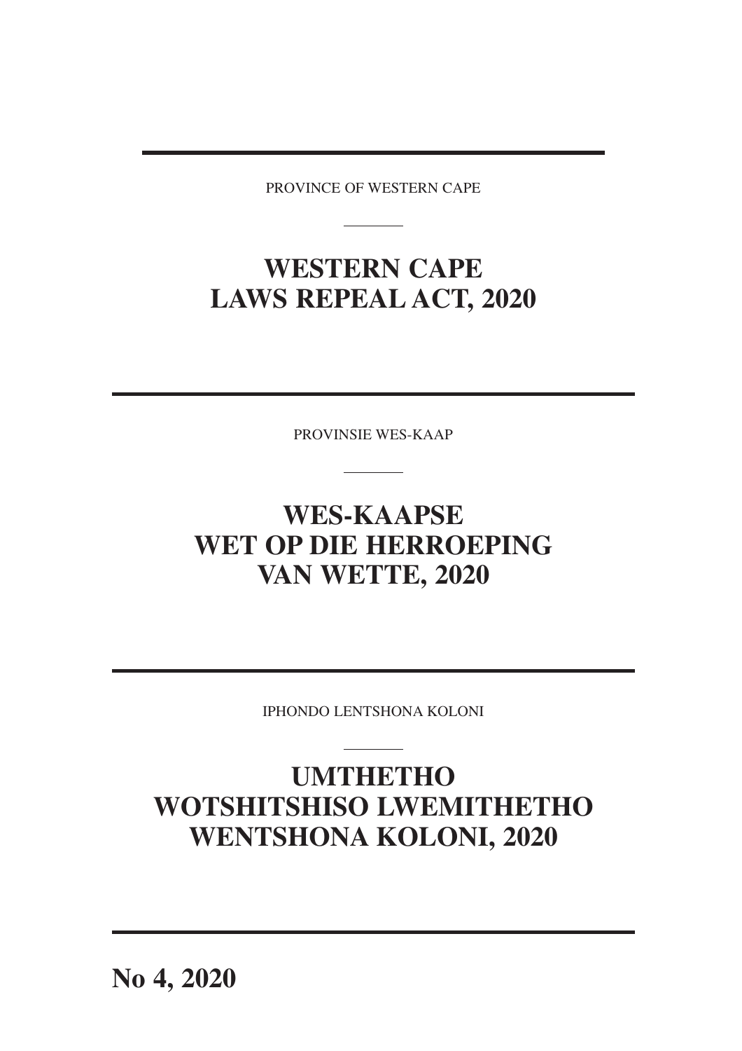PROVINCE OF WESTERN CAPE

---

# WESTERN CAPE LAWS REPEAL ACT, 2020

---

PROVINSIE WES-KAAP

---

# WES-KAAPSE WET OP DIE HERROEPING VAN WETTE, 2020

---

IPHONDO LENTSHONA KOLONI

---

# UMTHETHO WOTSHITSHISO LWEMITHETHO WENTSHONA KOLONI, 2020

---

**No 4, 2020**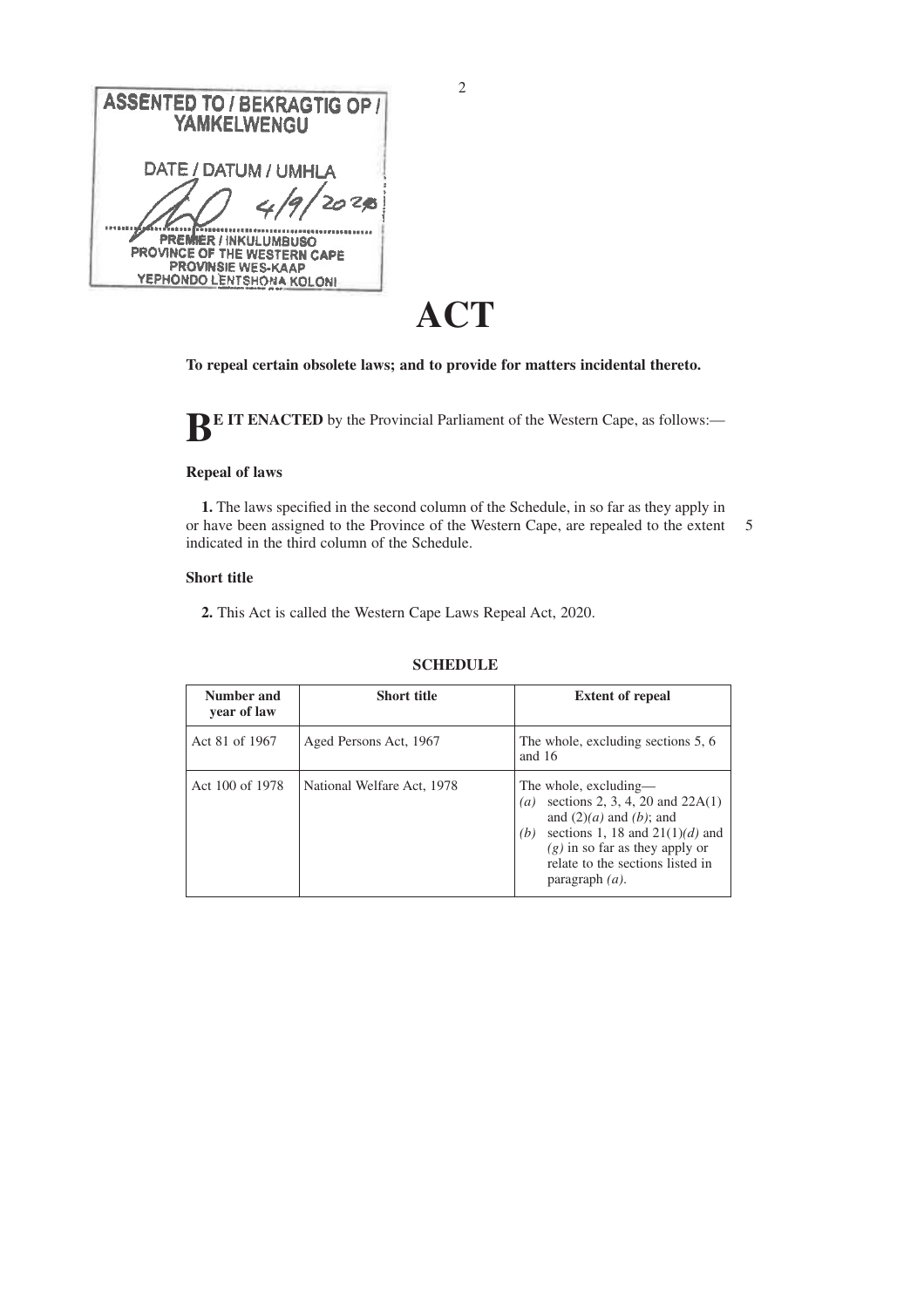ASSENTED TO / BEKRAGTIG OP / YAMKELWENGU

DATE / DATUM / UMHLA 4/9/2020

PREMIER / INKULUMBUSO
PROVINCE OF THE WESTERN CAPE
PROVINSIE WES-KAAP
YEPHONDO LENTSHONA KOLONI

# ACT

**To repeal certain obsolete laws; and to provide for matters incidental thereto.**

**BE IT ENACTED** by the Provincial Parliament of the Western Cape, as follows:—

### Repeal of laws

**1.** The laws specified in the second column of the Schedule, in so far as they apply in or have been assigned to the Province of the Western Cape, are repealed to the extent indicated in the third column of the Schedule.

### Short title

**2.** This Act is called the Western Cape Laws Repeal Act, 2020.

**SCHEDULE**

| Number and year of law | Short title | Extent of repeal |
|---|---|---|
| Act 81 of 1967 | Aged Persons Act, 1967 | The whole, excluding sections 5, 6 and 16 |
| Act 100 of 1978 | National Welfare Act, 1978 | The whole, excluding— *(a)* sections 2, 3, 4, 20 and 22A(1) and (2)*(a)* and *(b)*; and *(b)* sections 1, 18 and 21(1)*(d)* and *(g)* in so far as they apply or relate to the sections listed in paragraph *(a)*. |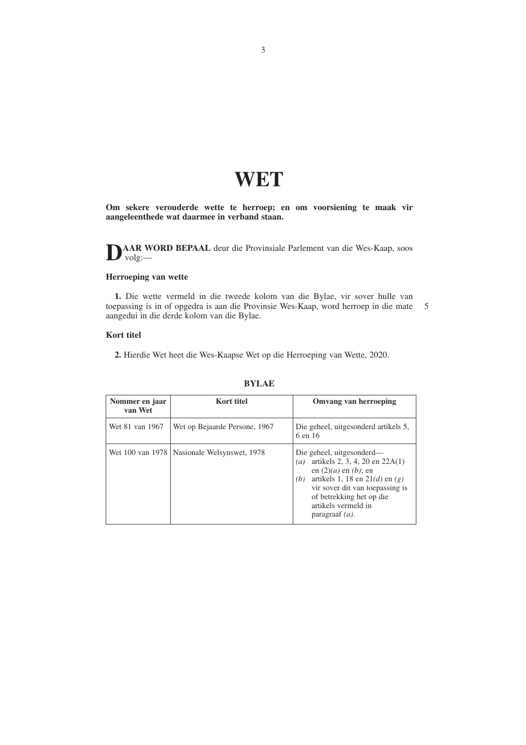# WET

**Om sekere verouderde wette te herroep; en om voorsiening te maak vir aangeleenthede wat daarmee in verband staan.**

**DAAR WORD BEPAAL** deur die Provinsiale Parlement van die Wes-Kaap, soos volg:—

### Herroeping van wette

**1.** Die wette vermeld in die tweede kolom van die Bylae, vir sover hulle van toepassing is in of opgedra is aan die Provinsie Wes-Kaap, word herroep in die mate aangedui in die derde kolom van die Bylae.

### Kort titel

**2.** Hierdie Wet heet die Wes-Kaapse Wet op die Herroeping van Wette, 2020.

### BYLAE

| Nommer en jaar van Wet | Kort titel | Omvang van herroeping |
|---|---|---|
| Wet 81 van 1967 | Wet op Bejaarde Persone, 1967 | Die geheel, uitgesonderd artikels 5, 6 en 16 |
| Wet 100 van 1978 | Nasionale Welsynswet, 1978 | Die geheel, uitgesonderd— *(a)* artikels 2, 3, 4, 20 en 22A(1) en (2)*(a)* en *(b)*; en *(b)* artikels 1, 18 en 21*(d)* en *(g)* vir sover dit van toepassing is of betrekking het op die artikels vermeld in paragraaf *(a)*. |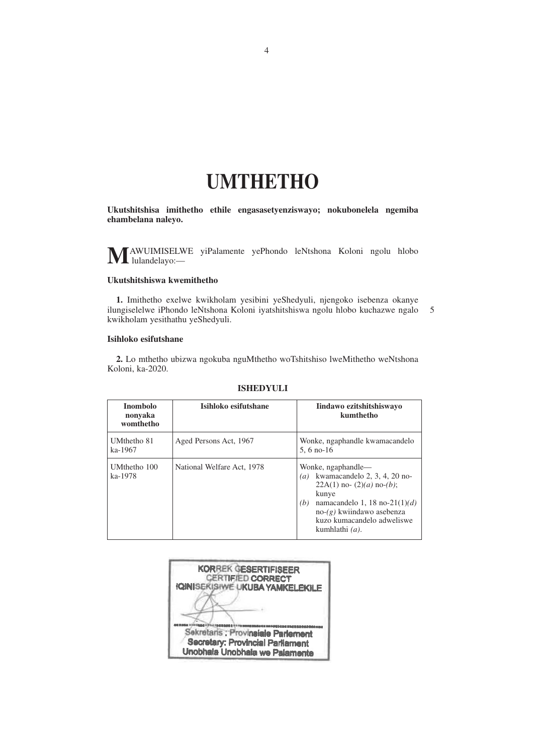# UMTHETHO

**Ukutshitshisa imithetho ethile engasasetyenziswayo; nokubonelela ngemiba ehambelana naleyo.**

MAWUIMISELWE yiPalamente yePhondo leNtshona Koloni ngolu hlobo lulandelayo:—

### Ukutshitshiswa kwemithetho

**1.** Imithetho exelwe kwikholam yesibini yeShedyuli, njengoko isebenza okanye ilungiselelwe iPhondo leNtshona Koloni iyatshitshiswa ngolu hlobo kuchazwe ngalo kwikholam yesithathu yeShedyuli.

### Isihloko esifutshane

**2.** Lo mthetho ubizwa ngokuba nguMthetho woTshitshiso lweMithetho weNtshona Koloni, ka-2020.

### ISHEDYULI

| Inombolo nonyaka womthetho | Isihloko esifutshane | Iindawo ezitshitshiswayo kumthetho |
|---|---|---|
| UMthetho 81 ka-1967 | Aged Persons Act, 1967 | Wonke, ngaphandle kwamacandelo 5, 6 no-16 |
| UMthetho 100 ka-1978 | National Welfare Act, 1978 | Wonke, ngaphandle— *(a)* kwamacandelo 2, 3, 4, 20 no-22A(1) no- (2)*(a)* no-*(b)*; kunye *(b)* namacandelo 1, 18 no-21(1)*(d)* no-*(g)* kwiindawo asebenza kuzo kumacandelo adweliswe kumhlathi *(a)*. |

KORREK GESERTIFISEER
CERTIFIED CORRECT
IQINISEKISIWE UKUBA YAMKELEKILE

Sekretaris : Provinsiale Parlement
Secretary: Provincial Parliament
Unobhala Unobhala we Palamente